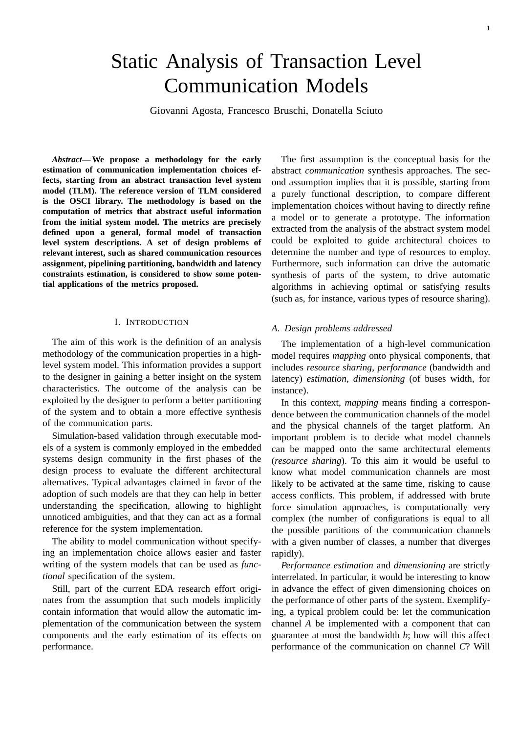# Static Analysis of Transaction Level Communication Models

Giovanni Agosta, Francesco Bruschi, Donatella Sciuto

***Abstract*— We propose a methodology for the early estimation of communication implementation choices effects, starting from an abstract transaction level system model (TLM). The reference version of TLM considered is the OSCI library. The methodology is based on the computation of metrics that abstract useful information from the initial system model. The metrics are precisely defined upon a general, formal model of transaction level system descriptions. A set of design problems of relevant interest, such as shared communication resources assignment, pipelining partitioning, bandwidth and latency constraints estimation, is considered to show some potential applications of the metrics proposed.**

## I. INTRODUCTION

The aim of this work is the definition of an analysis methodology of the communication properties in a high-level system model. This information provides a support to the designer in gaining a better insight on the system characteristics. The outcome of the analysis can be exploited by the designer to perform a better partitioning of the system and to obtain a more effective synthesis of the communication parts.

Simulation-based validation through executable models of a system is commonly employed in the embedded systems design community in the first phases of the design process to evaluate the different architectural alternatives. Typical advantages claimed in favor of the adoption of such models are that they can help in better understanding the specification, allowing to highlight unnoticed ambiguities, and that they can act as a formal reference for the system implementation.

The ability to model communication without specifying an implementation choice allows easier and faster writing of the system models that can be used as *functional* specification of the system.

Still, part of the current EDA research effort originates from the assumption that such models implicitly contain information that would allow the automatic implementation of the communication between the system components and the early estimation of its effects on performance.

The first assumption is the conceptual basis for the abstract *communication* synthesis approaches. The second assumption implies that it is possible, starting from a purely functional description, to compare different implementation choices without having to directly refine a model or to generate a prototype. The information extracted from the analysis of the abstract system model could be exploited to guide architectural choices to determine the number and type of resources to employ. Furthermore, such information can drive the automatic synthesis of parts of the system, to drive automatic algorithms in achieving optimal or satisfying results (such as, for instance, various types of resource sharing).

### A. Design problems addressed

The implementation of a high-level communication model requires *mapping* onto physical components, that includes *resource sharing*, *performance* (bandwidth and latency) *estimation*, *dimensioning* (of buses width, for instance).

In this context, *mapping* means finding a correspondence between the communication channels of the model and the physical channels of the target platform. An important problem is to decide what model channels can be mapped onto the same architectural elements (*resource sharing*). To this aim it would be useful to know what model communication channels are most likely to be activated at the same time, risking to cause access conflicts. This problem, if addressed with brute force simulation approaches, is computationally very complex (the number of configurations is equal to all the possible partitions of the communication channels with a given number of classes, a number that diverges rapidly).

*Performance estimation* and *dimensioning* are strictly interrelated. In particular, it would be interesting to know in advance the effect of given dimensioning choices on the performance of other parts of the system. Exemplifying, a typical problem could be: let the communication channel *A* be implemented with a component that can guarantee at most the bandwidth *b*; how will this affect performance of the communication on channel *C*? Will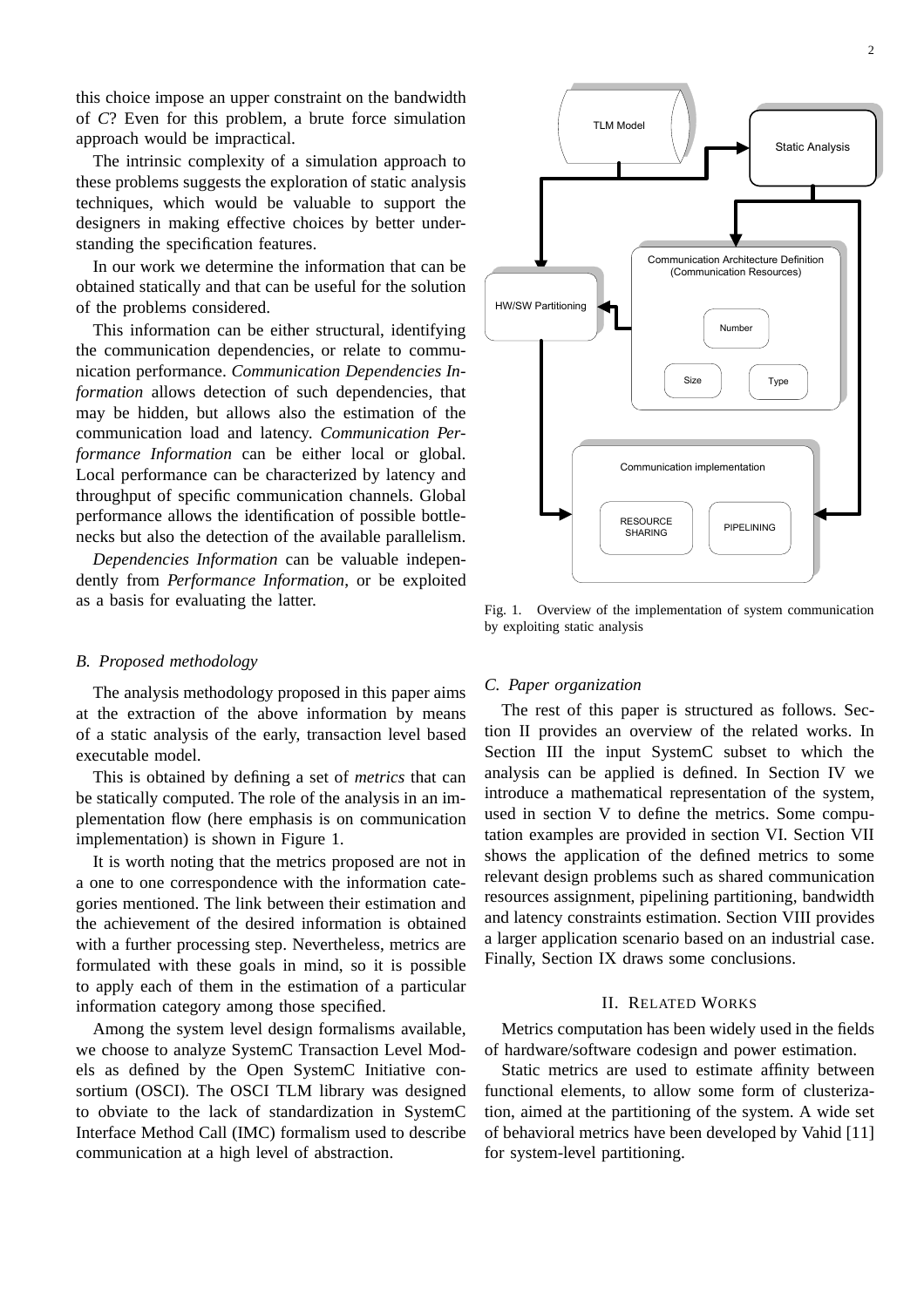this choice impose an upper constraint on the bandwidth of *C*? Even for this problem, a brute force simulation approach would be impractical.

The intrinsic complexity of a simulation approach to these problems suggests the exploration of static analysis techniques, which would be valuable to support the designers in making effective choices by better understanding the specification features.

In our work we determine the information that can be obtained statically and that can be useful for the solution of the problems considered.

This information can be either structural, identifying the communication dependencies, or relate to communication performance. *Communication Dependencies Information* allows detection of such dependencies, that may be hidden, but allows also the estimation of the communication load and latency. *Communication Performance Information* can be either local or global. Local performance can be characterized by latency and throughput of specific communication channels. Global performance allows the identification of possible bottlenecks but also the detection of the available parallelism.

*Dependencies Information* can be valuable independently from *Performance Information*, or be exploited as a basis for evaluating the latter.

### B. Proposed methodology

The analysis methodology proposed in this paper aims at the extraction of the above information by means of a static analysis of the early, transaction level based executable model.

This is obtained by defining a set of *metrics* that can be statically computed. The role of the analysis in an implementation flow (here emphasis is on communication implementation) is shown in Figure 1.

It is worth noting that the metrics proposed are not in a one to one correspondence with the information categories mentioned. The link between their estimation and the achievement of the desired information is obtained with a further processing step. Nevertheless, metrics are formulated with these goals in mind, so it is possible to apply each of them in the estimation of a particular information category among those specified.

Among the system level design formalisms available, we choose to analyze SystemC Transaction Level Models as defined by the Open SystemC Initiative consortium (OSCI). The OSCI TLM library was designed to obviate to the lack of standardization in SystemC Interface Method Call (IMC) formalism used to describe communication at a high level of abstraction.

Fig. 1. Overview of the implementation of system communication by exploiting static analysis

### C. Paper organization

The rest of this paper is structured as follows. Section II provides an overview of the related works. In Section III the input SystemC subset to which the analysis can be applied is defined. In Section IV we introduce a mathematical representation of the system, used in section V to define the metrics. Some computation examples are provided in section VI. Section VII shows the application of the defined metrics to some relevant design problems such as shared communication resources assignment, pipelining partitioning, bandwidth and latency constraints estimation. Section VIII provides a larger application scenario based on an industrial case. Finally, Section IX draws some conclusions.

## II. Related Works

Metrics computation has been widely used in the fields of hardware/software codesign and power estimation.

Static metrics are used to estimate affinity between functional elements, to allow some form of clusterization, aimed at the partitioning of the system. A wide set of behavioral metrics have been developed by Vahid [11] for system-level partitioning.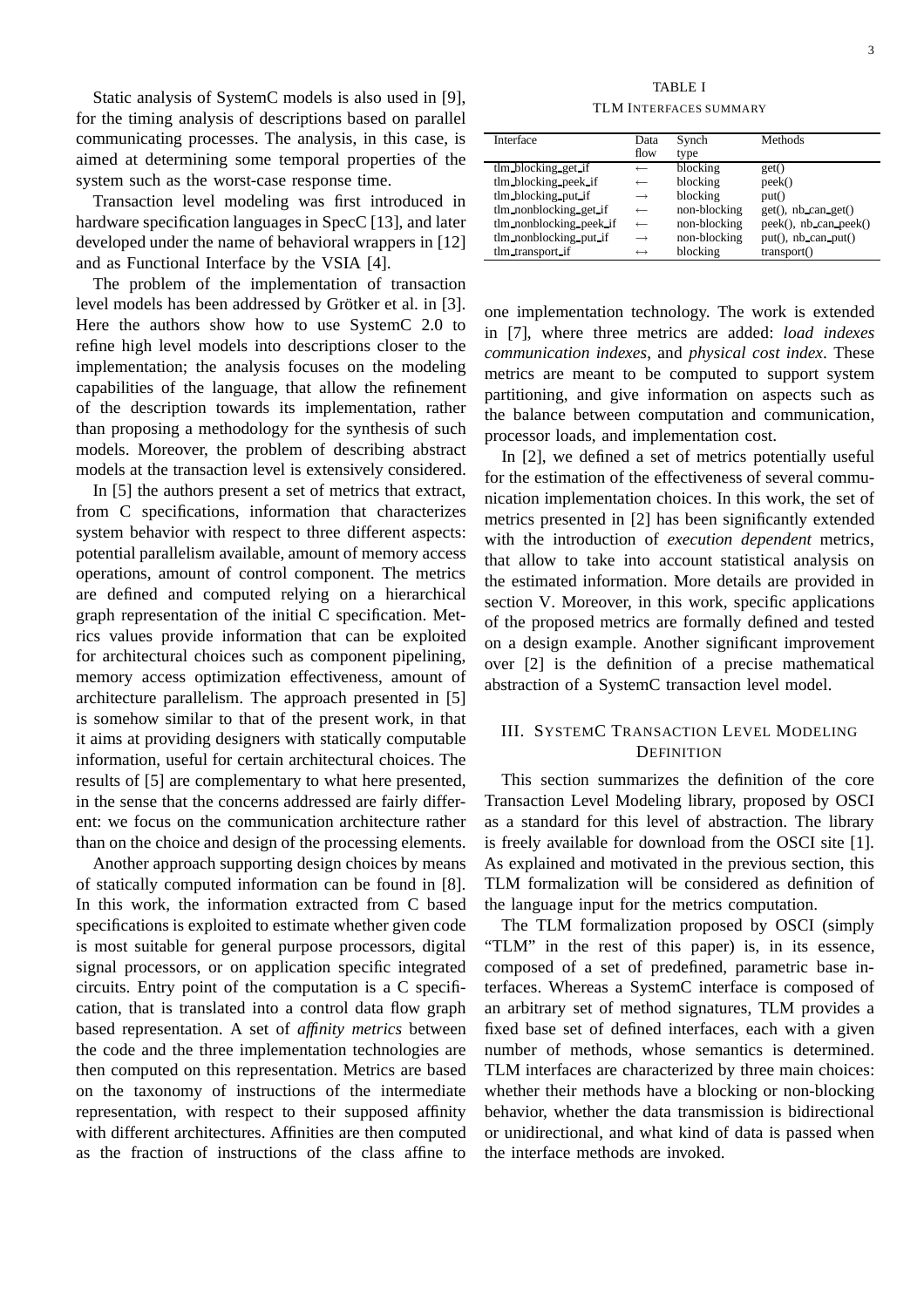Static analysis of SystemC models is also used in [9], for the timing analysis of descriptions based on parallel communicating processes. The analysis, in this case, is aimed at determining some temporal properties of the system such as the worst-case response time.

Transaction level modeling was first introduced in hardware specification languages in SpecC [13], and later developed under the name of behavioral wrappers in [12] and as Functional Interface by the VSIA [4].

The problem of the implementation of transaction level models has been addressed by Grötker et al. in [3]. Here the authors show how to use SystemC 2.0 to refine high level models into descriptions closer to the implementation; the analysis focuses on the modeling capabilities of the language, that allow the refinement of the description towards its implementation, rather than proposing a methodology for the synthesis of such models. Moreover, the problem of describing abstract models at the transaction level is extensively considered.

In [5] the authors present a set of metrics that extract, from C specifications, information that characterizes system behavior with respect to three different aspects: potential parallelism available, amount of memory access operations, amount of control component. The metrics are defined and computed relying on a hierarchical graph representation of the initial C specification. Metrics values provide information that can be exploited for architectural choices such as component pipelining, memory access optimization effectiveness, amount of architecture parallelism. The approach presented in [5] is somehow similar to that of the present work, in that it aims at providing designers with statically computable information, useful for certain architectural choices. The results of [5] are complementary to what here presented, in the sense that the concerns addressed are fairly different: we focus on the communication architecture rather than on the choice and design of the processing elements.

Another approach supporting design choices by means of statically computed information can be found in [8]. In this work, the information extracted from C based specifications is exploited to estimate whether given code is most suitable for general purpose processors, digital signal processors, or on application specific integrated circuits. Entry point of the computation is a C specification, that is translated into a control data flow graph based representation. A set of *affinity metrics* between the code and the three implementation technologies are then computed on this representation. Metrics are based on the taxonomy of instructions of the intermediate representation, with respect to their supposed affinity with different architectures. Affinities are then computed as the fraction of instructions of the class affine to one implementation technology. The work is extended in [7], where three metrics are added: *load indexes communication indexes*, and *physical cost index*. These metrics are meant to be computed to support system partitioning, and give information on aspects such as the balance between computation and communication, processor loads, and implementation cost.

In [2], we defined a set of metrics potentially useful for the estimation of the effectiveness of several communication implementation choices. In this work, the set of metrics presented in [2] has been significantly extended with the introduction of *execution dependent* metrics, that allow to take into account statistical analysis on the estimated information. More details are provided in section V. Moreover, in this work, specific applications of the proposed metrics are formally defined and tested on a design example. Another significant improvement over [2] is the definition of a precise mathematical abstraction of a SystemC transaction level model.

TABLE I
TLM INTERFACES SUMMARY

| Interface | Data flow | Synch type | Methods |
|---|---|---|---|
| tlm_blocking_get_if | ← | blocking | get() |
| tlm_blocking_peek_if | ← | blocking | peek() |
| tlm_blocking_put_if | → | blocking | put() |
| tlm_nonblocking_get_if | ← | non-blocking | get(), nb_can_get() |
| tlm_nonblocking_peek_if | ← | non-blocking | peek(), nb_can_peek() |
| tlm_nonblocking_put_if | → | non-blocking | put(), nb_can_put() |
| tlm_transport_if | ↔ | blocking | transport() |

## III. SystemC Transaction Level Modeling Definition

This section summarizes the definition of the core Transaction Level Modeling library, proposed by OSCI as a standard for this level of abstraction. The library is freely available for download from the OSCI site [1]. As explained and motivated in the previous section, this TLM formalization will be considered as definition of the language input for the metrics computation.

The TLM formalization proposed by OSCI (simply "TLM" in the rest of this paper) is, in its essence, composed of a set of predefined, parametric base interfaces. Whereas a SystemC interface is composed of an arbitrary set of method signatures, TLM provides a fixed base set of defined interfaces, each with a given number of methods, whose semantics is determined. TLM interfaces are characterized by three main choices: whether their methods have a blocking or non-blocking behavior, whether the data transmission is bidirectional or unidirectional, and what kind of data is passed when the interface methods are invoked.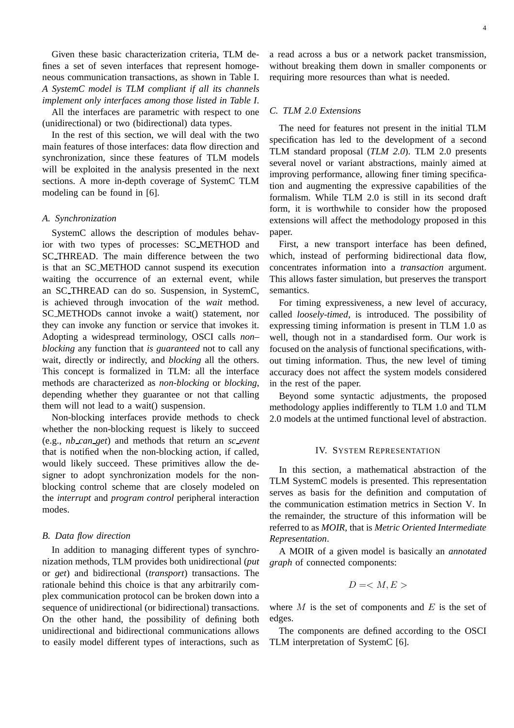Given these basic characterization criteria, TLM defines a set of seven interfaces that represent homogeneous communication transactions, as shown in Table I. *A SystemC model is TLM compliant if all its channels implement only interfaces among those listed in Table I*.

All the interfaces are parametric with respect to one (unidirectional) or two (bidirectional) data types.

In the rest of this section, we will deal with the two main features of those interfaces: data flow direction and synchronization, since these features of TLM models will be exploited in the analysis presented in the next sections. A more in-depth coverage of SystemC TLM modeling can be found in [6].

### A. Synchronization

SystemC allows the description of modules behavior with two types of processes: SC_METHOD and SC_THREAD. The main difference between the two is that an SC_METHOD cannot suspend its execution waiting the occurrence of an external event, while an SC_THREAD can do so. Suspension, in SystemC, is achieved through invocation of the *wait* method. SC_METHODs cannot invoke a wait() statement, nor they can invoke any function or service that invokes it. Adopting a widespread terminology, OSCI calls *non–blocking* any function that *is guaranteed* not to call any wait, directly or indirectly, and *blocking* all the others. This concept is formalized in TLM: all the interface methods are characterized as *non-blocking* or *blocking*, depending whether they guarantee or not that calling them will not lead to a wait() suspension.

Non-blocking interfaces provide methods to check whether the non-blocking request is likely to succeed (e.g., *nb_can_get*) and methods that return an *sc_event* that is notified when the non-blocking action, if called, would likely succeed. These primitives allow the designer to adopt synchronization models for the non-blocking control scheme that are closely modeled on the *interrupt* and *program control* peripheral interaction modes.

### B. Data flow direction

In addition to managing different types of synchronization methods, TLM provides both unidirectional (*put* or *get*) and bidirectional (*transport*) transactions. The rationale behind this choice is that any arbitrarily complex communication protocol can be broken down into a sequence of unidirectional (or bidirectional) transactions. On the other hand, the possibility of defining both unidirectional and bidirectional communications allows to easily model different types of interactions, such as a read across a bus or a network packet transmission, without breaking them down in smaller components or requiring more resources than what is needed.

### C. TLM 2.0 Extensions

The need for features not present in the initial TLM specification has led to the development of a second TLM standard proposal (*TLM 2.0*). TLM 2.0 presents several novel or variant abstractions, mainly aimed at improving performance, allowing finer timing specification and augmenting the expressive capabilities of the formalism. While TLM 2.0 is still in its second draft form, it is worthwhile to consider how the proposed extensions will affect the methodology proposed in this paper.

First, a new transport interface has been defined, which, instead of performing bidirectional data flow, concentrates information into a *transaction* argument. This allows faster simulation, but preserves the transport semantics.

For timing expressiveness, a new level of accuracy, called *loosely-timed*, is introduced. The possibility of expressing timing information is present in TLM 1.0 as well, though not in a standardised form. Our work is focused on the analysis of functional specifications, without timing information. Thus, the new level of timing accuracy does not affect the system models considered in the rest of the paper.

Beyond some syntactic adjustments, the proposed methodology applies indifferently to TLM 1.0 and TLM 2.0 models at the untimed functional level of abstraction.

## IV. System Representation

In this section, a mathematical abstraction of the TLM SystemC models is presented. This representation serves as basis for the definition and computation of the communication estimation metrics in Section V. In the remainder, the structure of this information will be referred to as *MOIR*, that is *Metric Oriented Intermediate Representation*.

A MOIR of a given model is basically an *annotated graph* of connected components:

$$D = < M, E >$$

where $M$ is the set of components and $E$ is the set of edges.

The components are defined according to the OSCI TLM interpretation of SystemC [6].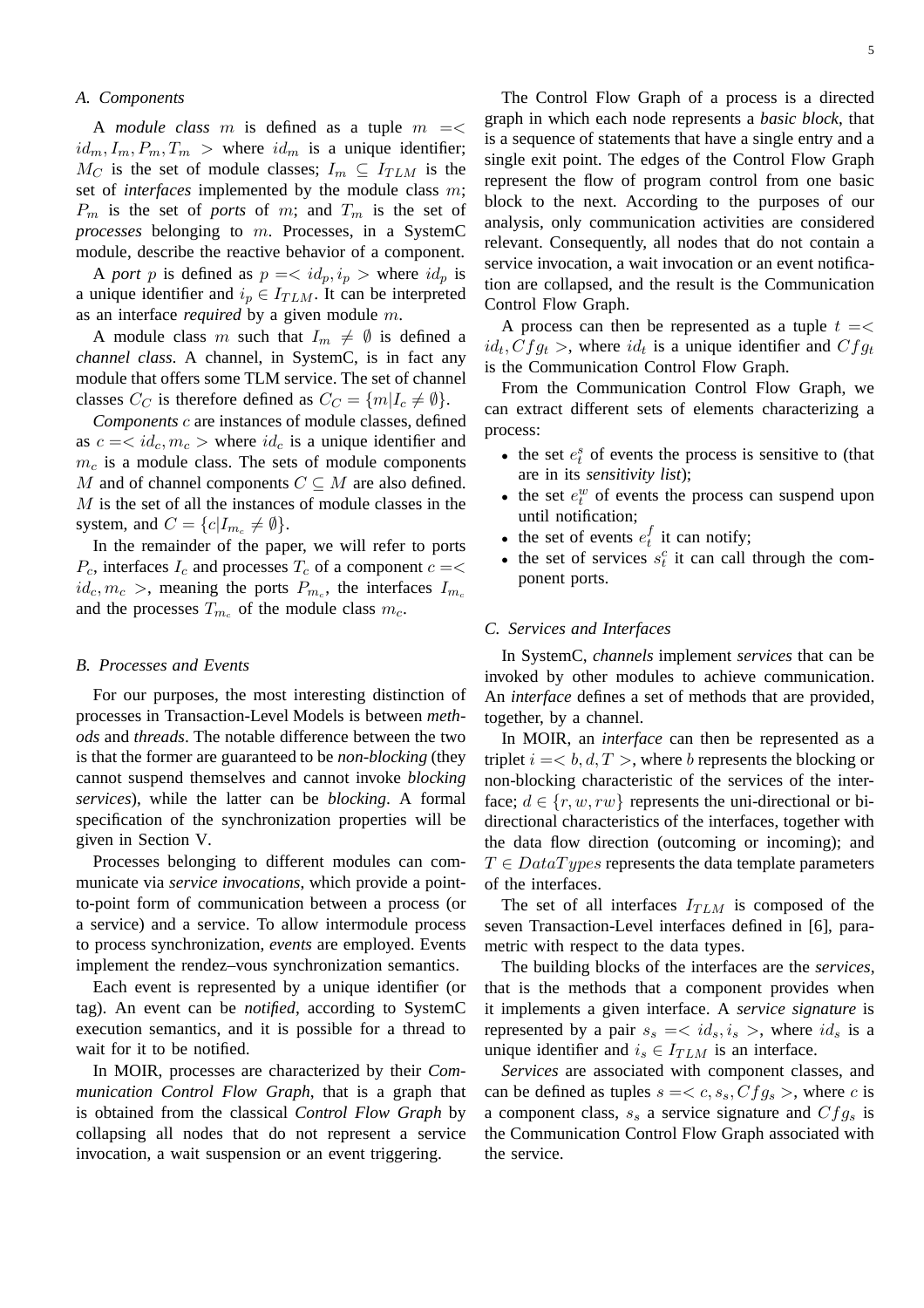### A. Components

A *module class* $m$ is defined as a tuple $m = < id_m, I_m, P_m, T_m >$ where $id_m$ is a unique identifier; $M_C$ is the set of module classes; $I_m \subseteq I_{TLM}$ is the set of *interfaces* implemented by the module class $m$; $P_m$ is the set of *ports* of $m$; and $T_m$ is the set of *processes* belonging to $m$. Processes, in a SystemC module, describe the reactive behavior of a component.

A *port* $p$ is defined as $p =< id_p, i_p >$ where $id_p$ is a unique identifier and $i_p \in I_{TLM}$. It can be interpreted as an interface *required* by a given module $m$.

A module class $m$ such that $I_m \neq \emptyset$ is defined a *channel class*. A channel, in SystemC, is in fact any module that offers some TLM service. The set of channel classes $C_C$ is therefore defined as $C_C = \{m | I_c \neq \emptyset\}$.

*Components* $c$ are instances of module classes, defined as $c =< id_c, m_c >$ where $id_c$ is a unique identifier and $m_c$ is a module class. The sets of module components $M$ and of channel components $C \subseteq M$ are also defined. $M$ is the set of all the instances of module classes in the system, and $C = \{c | I_{m_c} \neq \emptyset\}$.

In the remainder of the paper, we will refer to ports $P_c$, interfaces $I_c$ and processes $T_c$ of a component $c =< id_c, m_c >$, meaning the ports $P_{m_c}$, the interfaces $I_{m_c}$ and the processes $T_{m_c}$ of the module class $m_c$.

### B. Processes and Events

For our purposes, the most interesting distinction of processes in Transaction-Level Models is between *methods* and *threads*. The notable difference between the two is that the former are guaranteed to be *non-blocking* (they cannot suspend themselves and cannot invoke *blocking services*), while the latter can be *blocking*. A formal specification of the synchronization properties will be given in Section V.

Processes belonging to different modules can communicate via *service invocations*, which provide a point-to-point form of communication between a process (or a service) and a service. To allow intermodule process to process synchronization, *events* are employed. Events implement the rendez–vous synchronization semantics.

Each event is represented by a unique identifier (or tag). An event can be *notified*, according to SystemC execution semantics, and it is possible for a thread to wait for it to be notified.

In MOIR, processes are characterized by their *Communication Control Flow Graph*, that is a graph that is obtained from the classical *Control Flow Graph* by collapsing all nodes that do not represent a service invocation, a wait suspension or an event triggering.

The Control Flow Graph of a process is a directed graph in which each node represents a *basic block*, that is a sequence of statements that have a single entry and a single exit point. The edges of the Control Flow Graph represent the flow of program control from one basic block to the next. According to the purposes of our analysis, only communication activities are considered relevant. Consequently, all nodes that do not contain a service invocation, a wait invocation or an event notification are collapsed, and the result is the Communication Control Flow Graph.

A process can then be represented as a tuple $t =< id_t, Cfg_t >$, where $id_t$ is a unique identifier and $Cfg_t$ is the Communication Control Flow Graph.

From the Communication Control Flow Graph, we can extract different sets of elements characterizing a process:

- the set $e_t^s$ of events the process is sensitive to (that are in its *sensitivity list*);
- the set $e_t^w$ of events the process can suspend upon until notification;
- the set of events $e_t^f$ it can notify;
- the set of services $s_t^c$ it can call through the component ports.

### C. Services and Interfaces

In SystemC, *channels* implement *services* that can be invoked by other modules to achieve communication. An *interface* defines a set of methods that are provided, together, by a channel.

In MOIR, an *interface* can then be represented as a triplet $i =< b, d, T >$, where $b$ represents the blocking or non-blocking characteristic of the services of the interface; $d \in \{r, w, rw\}$ represents the uni-directional or bi-directional characteristics of the interfaces, together with the data flow direction (outcoming or incoming); and $T \in DataTypes$ represents the data template parameters of the interfaces.

The set of all interfaces $I_{TLM}$ is composed of the seven Transaction-Level interfaces defined in [6], parametric with respect to the data types.

The building blocks of the interfaces are the *services*, that is the methods that a component provides when it implements a given interface. A *service signature* is represented by a pair $s_s =< id_s, i_s >$, where $id_s$ is a unique identifier and $i_s \in I_{TLM}$ is an interface.

*Services* are associated with component classes, and can be defined as tuples $s =< c, s_s, Cfg_s >$, where $c$ is a component class, $s_s$ a service signature and $Cfg_s$ is the Communication Control Flow Graph associated with the service.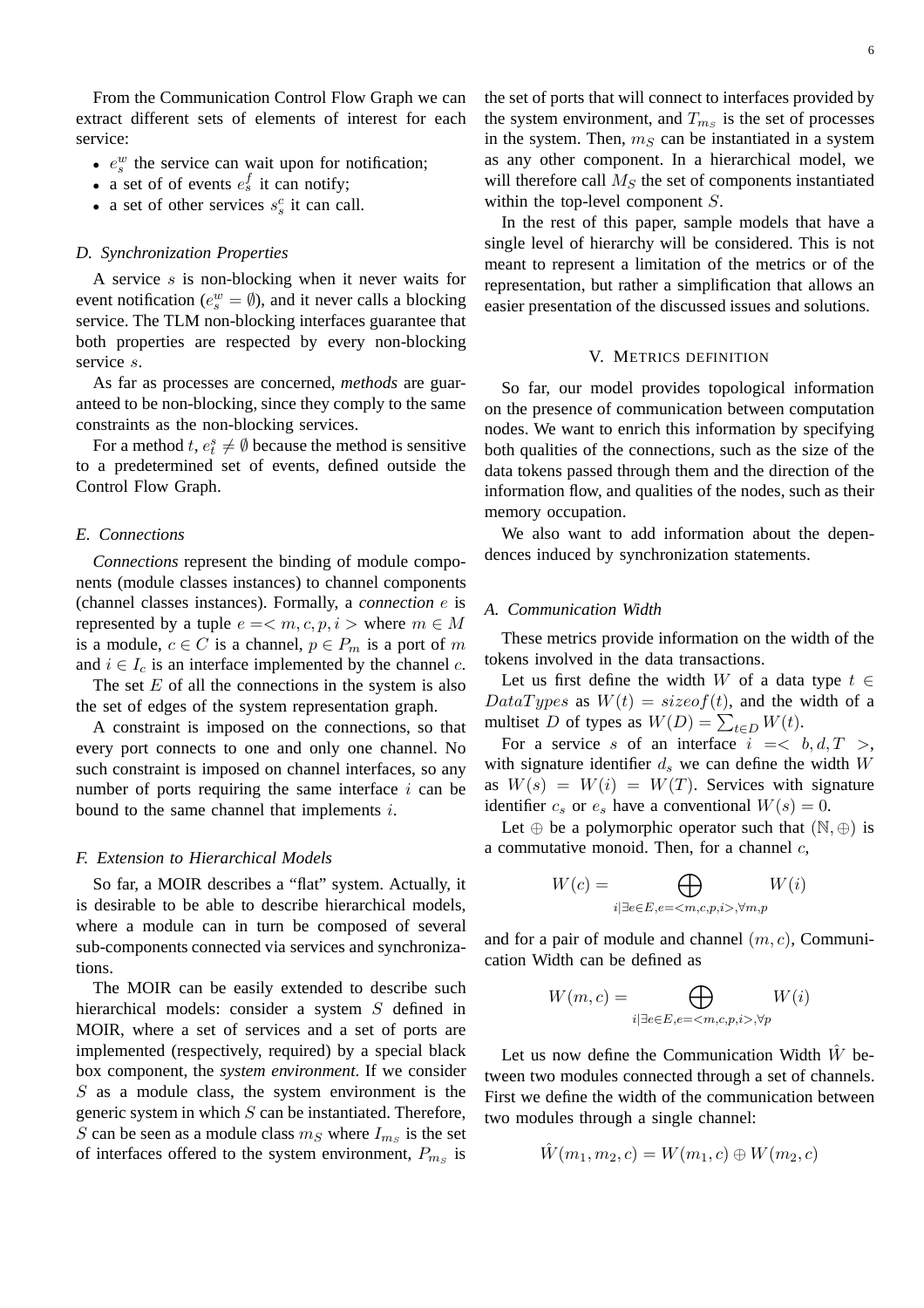From the Communication Control Flow Graph we can extract different sets of elements of interest for each service:

- $e_s^w$ the service can wait upon for notification;
- a set of of events $e_s^f$ it can notify;
- a set of other services $s_s^c$ it can call.

### D. Synchronization Properties

A service $s$ is non-blocking when it never waits for event notification ($e_s^w = \emptyset$), and it never calls a blocking service. The TLM non-blocking interfaces guarantee that both properties are respected by every non-blocking service $s$.

As far as processes are concerned, *methods* are guaranteed to be non-blocking, since they comply to the same constraints as the non-blocking services.

For a method $t$, $e_t^s \neq \emptyset$ because the method is sensitive to a predetermined set of events, defined outside the Control Flow Graph.

### E. Connections

*Connections* represent the binding of module components (module classes instances) to channel components (channel classes instances). Formally, a *connection* $e$ is represented by a tuple $e =< m, c, p, i >$ where $m \in M$ is a module, $c \in C$ is a channel, $p \in P_m$ is a port of $m$ and $i \in I_c$ is an interface implemented by the channel $c$.

The set $E$ of all the connections in the system is also the set of edges of the system representation graph.

A constraint is imposed on the connections, so that every port connects to one and only one channel. No such constraint is imposed on channel interfaces, so any number of ports requiring the same interface $i$ can be bound to the same channel that implements $i$.

### F. Extension to Hierarchical Models

So far, a MOIR describes a "flat" system. Actually, it is desirable to be able to describe hierarchical models, where a module can in turn be composed of several sub-components connected via services and synchronizations.

The MOIR can be easily extended to describe such hierarchical models: consider a system $S$ defined in MOIR, where a set of services and a set of ports are implemented (respectively, required) by a special black box component, the *system environment*. If we consider $S$ as a module class, the system environment is the generic system in which $S$ can be instantiated. Therefore, $S$ can be seen as a module class $m_S$ where $I_{m_S}$ is the set of interfaces offered to the system environment, $P_{m_S}$ is the set of ports that will connect to interfaces provided by the system environment, and $T_{m_S}$ is the set of processes in the system. Then, $m_S$ can be instantiated in a system as any other component. In a hierarchical model, we will therefore call $M_S$ the set of components instantiated within the top-level component $S$.

In the rest of this paper, sample models that have a single level of hierarchy will be considered. This is not meant to represent a limitation of the metrics or of the representation, but rather a simplification that allows an easier presentation of the discussed issues and solutions.

## V. Metrics definition

So far, our model provides topological information on the presence of communication between computation nodes. We want to enrich this information by specifying both qualities of the connections, such as the size of the data tokens passed through them and the direction of the information flow, and qualities of the nodes, such as their memory occupation.

We also want to add information about the dependences induced by synchronization statements.

### A. Communication Width

These metrics provide information on the width of the tokens involved in the data transactions.

Let us first define the width $W$ of a data type $t \in DataTypes$ as $W(t) = sizeof(t)$, and the width of a multiset $D$ of types as $W(D) = \sum_{t \in D} W(t)$.

For a service $s$ of an interface $i =< b, d, T >$, with signature identifier $d_s$ we can define the width $W$ as $W(s) = W(i) = W(T)$. Services with signature identifier $c_s$ or $e_s$ have a conventional $W(s) = 0$.

Let $\oplus$ be a polymorphic operator such that $(\mathbb{N}, \oplus)$ is a commutative monoid. Then, for a channel $c$,

$$W(c) = \bigoplus_{i | \exists e \in E, e =< m,c,p,i >, \forall m,p} W(i)$$

and for a pair of module and channel $(m, c)$, Communication Width can be defined as

$$W(m, c) = \bigoplus_{i | \exists e \in E, e =< m,c,p,i >, \forall p} W(i)$$

Let us now define the Communication Width $\hat{W}$ between two modules connected through a set of channels. First we define the width of the communication between two modules through a single channel:

$$\hat{W}(m_1, m_2, c) = W(m_1, c) \oplus W(m_2, c)$$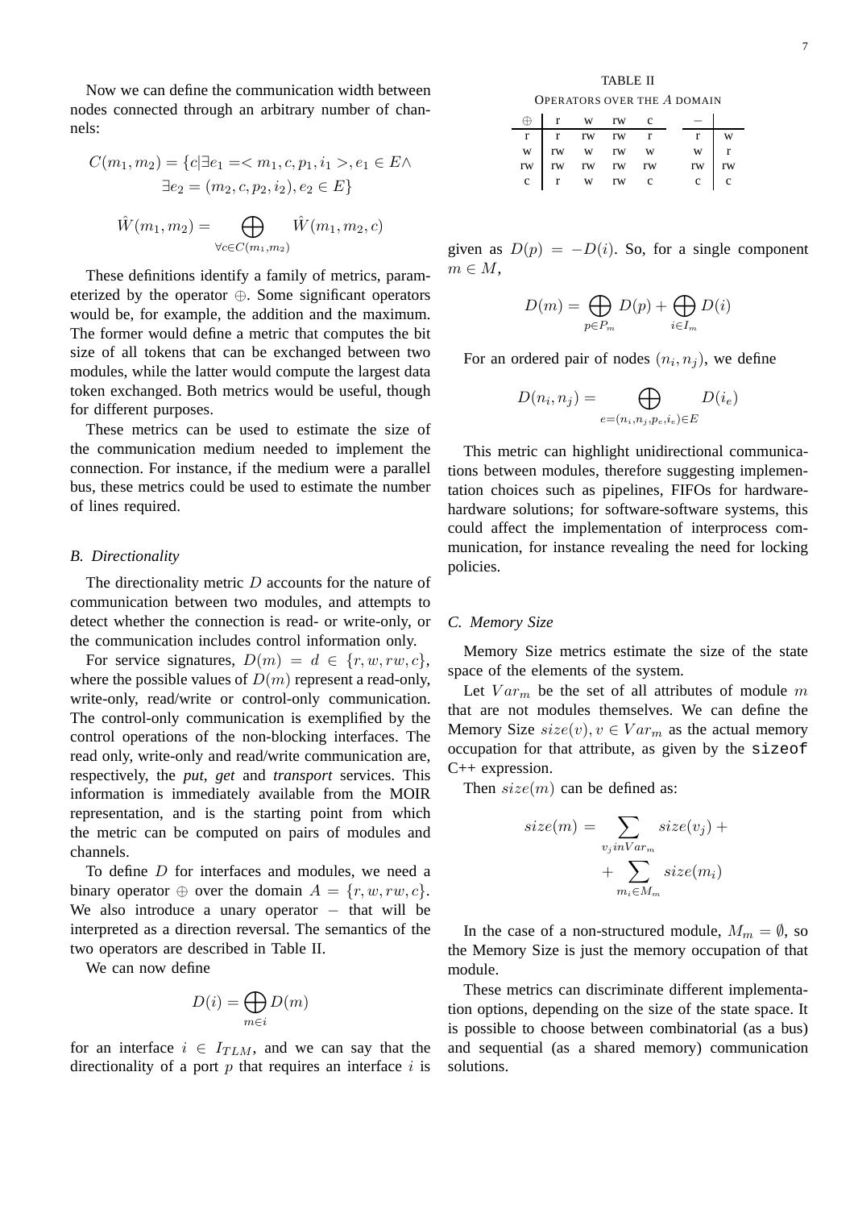Now we can define the communication width between nodes connected through an arbitrary number of channels:

$$C(m_1, m_2) = \{c | \exists e_1 =< m_1, c, p_1, i_1 >, e_1 \in E \wedge \exists e_2 = (m_2, c, p_2, i_2), e_2 \in E\}$$

$$\hat{W}(m_1, m_2) = \bigoplus_{\forall c \in C(m_1, m_2)} \hat{W}(m_1, m_2, c)$$

These definitions identify a family of metrics, parameterized by the operator $\oplus$. Some significant operators would be, for example, the addition and the maximum. The former would define a metric that computes the bit size of all tokens that can be exchanged between two modules, while the latter would compute the largest data token exchanged. Both metrics would be useful, though for different purposes.

These metrics can be used to estimate the size of the communication medium needed to implement the connection. For instance, if the medium were a parallel bus, these metrics could be used to estimate the number of lines required.

### *B. Directionality*

The directionality metric $D$ accounts for the nature of communication between two modules, and attempts to detect whether the connection is read- or write-only, or the communication includes control information only.

For service signatures, $D(m) = d \in \{r, w, rw, c\}$, where the possible values of $D(m)$ represent a read-only, write-only, read/write or control-only communication. The control-only communication is exemplified by the control operations of the non-blocking interfaces. The read only, write-only and read/write communication are, respectively, the ***put***, ***get*** and ***transport*** services. This information is immediately available from the MOIR representation, and is the starting point from which the metric can be computed on pairs of modules and channels.

To define $D$ for interfaces and modules, we need a binary operator $\oplus$ over the domain $A = \{r, w, rw, c\}$. We also introduce a unary operator $-$ that will be interpreted as a direction reversal. The semantics of the two operators are described in Table II.

TABLE II
OPERATORS OVER THE $A$ DOMAIN

| $\oplus$ | r | w | rw | c |
|---|---|---|---|---|
| r | r | rw | rw | r |
| w | rw | w | rw | w |
| rw | rw | rw | rw | rw |
| c | r | w | rw | c |

| | $-$ |
|---|---|
| r | w |
| w | r |
| rw | rw |
| c | c |

We can now define

$$D(i) = \bigoplus_{m \in i} D(m)$$

for an interface $i \in I_{TLM}$, and we can say that the directionality of a port $p$ that requires an interface $i$ is given as $D(p) = -D(i)$. So, for a single component $m \in M$,

$$D(m) = \bigoplus_{p \in P_m} D(p) + \bigoplus_{i \in I_m} D(i)$$

For an ordered pair of nodes $(n_i, n_j)$, we define

$$D(n_i, n_j) = \bigoplus_{e = (n_i, n_j, p_e, i_e) \in E} D(i_e)$$

This metric can highlight unidirectional communications between modules, therefore suggesting implementation choices such as pipelines, FIFOs for hardware-hardware solutions; for software-software systems, this could affect the implementation of interprocess communication, for instance revealing the need for locking policies.

### *C. Memory Size*

Memory Size metrics estimate the size of the state space of the elements of the system.

Let $Var_m$ be the set of all attributes of module $m$ that are not modules themselves. We can define the Memory Size $size(v), v \in Var_m$ as the actual memory occupation for that attribute, as given by the `sizeof` C++ expression.

Then $size(m)$ can be defined as:

$$size(m) = \sum_{v_j in Var_m} size(v_j) + \\ + \sum_{m_i \in M_m} size(m_i)$$

In the case of a non-structured module, $M_m = \emptyset$, so the Memory Size is just the memory occupation of that module.

These metrics can discriminate different implementation options, depending on the size of the state space. It is possible to choose between combinatorial (as a bus) and sequential (as a shared memory) communication solutions.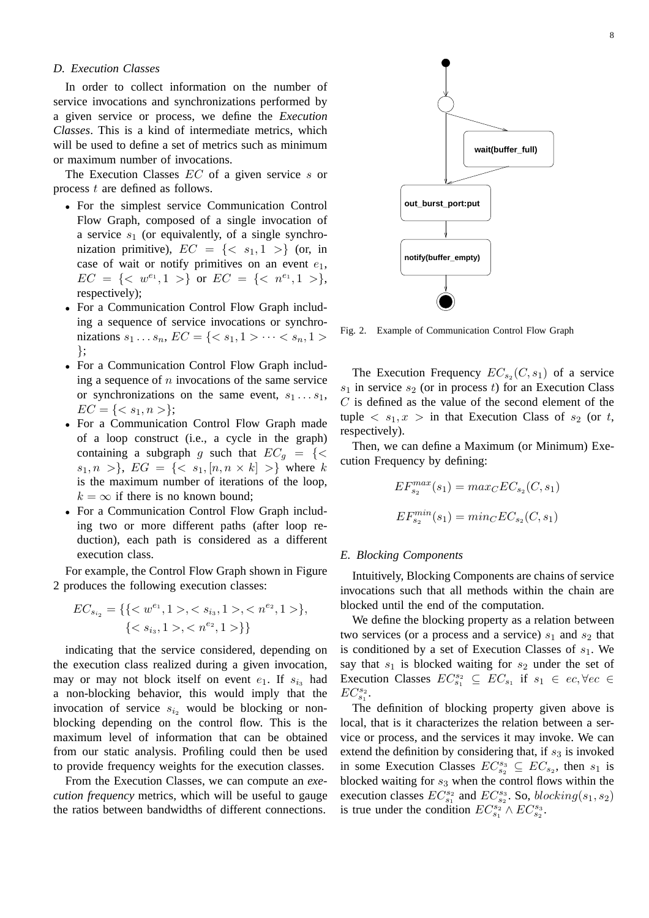### D. Execution Classes

In order to collect information on the number of service invocations and synchronizations performed by a given service or process, we define the *Execution Classes*. This is a kind of intermediate metrics, which will be used to define a set of metrics such as minimum or maximum number of invocations.

The Execution Classes $EC$ of a given service $s$ or process $t$ are defined as follows.

- For the simplest service Communication Control Flow Graph, composed of a single invocation of a service $s_1$ (or equivalently, of a single synchronization primitive), $EC = \{< s_1, 1 >\}$ (or, in case of wait or notify primitives on an event $e_1$, $EC = \{< w^{e_1}, 1 >\}$ or $EC = \{< n^{e_1}, 1 >\}$, respectively);
- For a Communication Control Flow Graph including a sequence of service invocations or synchronizations $s_1 \dots s_n$, $EC = \{< s_1, 1 > \dots < s_n, 1 >\}$;
- For a Communication Control Flow Graph including a sequence of $n$ invocations of the same service or synchronizations on the same event, $s_1 \dots s_1$, $EC = \{< s_1, n >\}$;
- For a Communication Control Flow Graph made of a loop construct (i.e., a cycle in the graph) containing a subgraph $g$ such that $EC_g = \{< s_1, n >\}$, $EG = \{< s_1, [n, n \times k] >\}$ where $k$ is the maximum number of iterations of the loop, $k = \infty$ if there is no known bound;
- For a Communication Control Flow Graph including two or more different paths (after loop reduction), each path is considered as a different execution class.

For example, the Control Flow Graph shown in Figure 2 produces the following execution classes:

$$EC_{s_{i_2}} = \{\{< w^{e_1}, 1 >, < s_{i_3}, 1 >, < n^{e_2}, 1 >\}, \{< s_{i_3}, 1 >, < n^{e_2}, 1 >\}\}$$

indicating that the service considered, depending on the execution class realized during a given invocation, may or may not block itself on event $e_1$. If $s_{i_3}$ had a non-blocking behavior, this would imply that the invocation of service $s_{i_2}$ would be blocking or non-blocking depending on the control flow. This is the maximum level of information that can be obtained from our static analysis. Profiling could then be used to provide frequency weights for the execution classes.

From the Execution Classes, we can compute an *execution frequency* metrics, which will be useful to gauge the ratios between bandwidths of different connections.

Fig. 2. Example of Communication Control Flow Graph

The Execution Frequency $EC_{s_2}(C, s_1)$ of a service $s_1$ in service $s_2$ (or in process $t$) for an Execution Class $C$ is defined as the value of the second element of the tuple $< s_1, x >$ in that Execution Class of $s_2$ (or $t$, respectively).

Then, we can define a Maximum (or Minimum) Execution Frequency by defining:

$$EF^{max}_{s_2}(s_1) = max_C EC_{s_2}(C, s_1)$$

$$EF^{min}_{s_2}(s_1) = min_C EC_{s_2}(C, s_1)$$

### E. Blocking Components

Intuitively, Blocking Components are chains of service invocations such that all methods within the chain are blocked until the end of the computation.

We define the blocking property as a relation between two services (or a process and a service) $s_1$ and $s_2$ that is conditioned by a set of Execution Classes of $s_1$. We say that $s_1$ is blocked waiting for $s_2$ under the set of Execution Classes $EC^{s_2}_{s_1} \subseteq EC_{s_1}$ if $s_1 \in ec, \forall ec \in EC^{s_2}_{s_1}$.

The definition of blocking property given above is local, that is it characterizes the relation between a service or process, and the services it may invoke. We can extend the definition by considering that, if $s_3$ is invoked in some Execution Classes $EC^{s_3}_{s_2} \subseteq EC_{s_2}$, then $s_1$ is blocked waiting for $s_3$ when the control flows within the execution classes $EC^{s_2}_{s_1}$ and $EC^{s_3}_{s_2}$. So, $blocking(s_1, s_2)$ is true under the condition $EC^{s_2}_{s_1} \wedge EC^{s_3}_{s_2}$.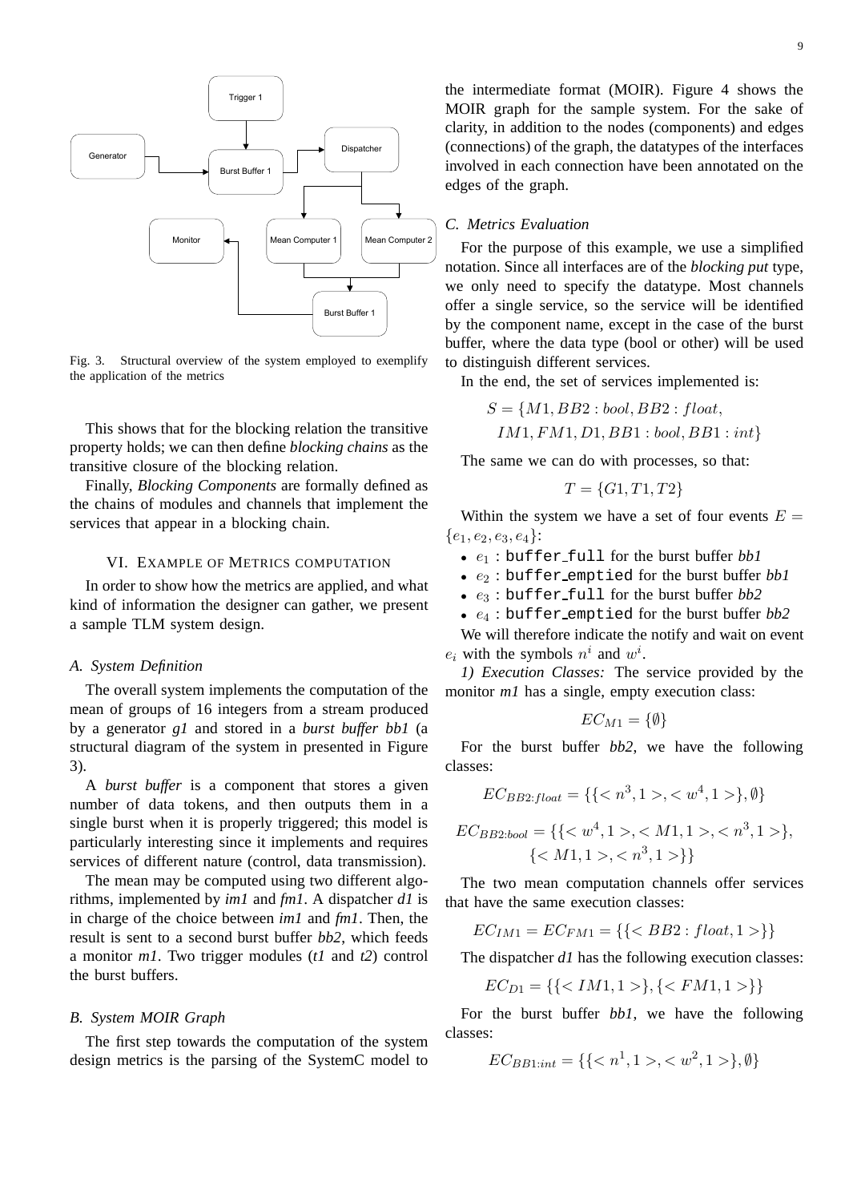Fig. 3. Structural overview of the system employed to exemplify the application of the metrics

This shows that for the blocking relation the transitive property holds; we can then define *blocking chains* as the transitive closure of the blocking relation.

Finally, *Blocking Components* are formally defined as the chains of modules and channels that implement the services that appear in a blocking chain.

## VI. Example of Metrics Computation

In order to show how the metrics are applied, and what kind of information the designer can gather, we present a sample TLM system design.

### A. System Definition

The overall system implements the computation of the mean of groups of 16 integers from a stream produced by a generator *g1* and stored in a *burst buffer bb1* (a structural diagram of the system in presented in Figure 3).

A *burst buffer* is a component that stores a given number of data tokens, and then outputs them in a single burst when it is properly triggered; this model is particularly interesting since it implements and requires services of different nature (control, data transmission).

The mean may be computed using two different algorithms, implemented by *im1* and *fm1*. A dispatcher *d1* is in charge of the choice between *im1* and *fm1*. Then, the result is sent to a second burst buffer *bb2*, which feeds a monitor *m1*. Two trigger modules (*t1* and *t2*) control the burst buffers.

### B. System MOIR Graph

The first step towards the computation of the system design metrics is the parsing of the SystemC model to the intermediate format (MOIR). Figure 4 shows the MOIR graph for the sample system. For the sake of clarity, in addition to the nodes (components) and edges (connections) of the graph, the datatypes of the interfaces involved in each connection have been annotated on the edges of the graph.

### C. Metrics Evaluation

For the purpose of this example, we use a simplified notation. Since all interfaces are of the *blocking put* type, we only need to specify the datatype. Most channels offer a single service, so the service will be identified by the component name, except in the case of the burst buffer, where the data type (bool or other) will be used to distinguish different services.

In the end, the set of services implemented is:

$$S = \{M1, BB2: bool, BB2: float, IM1, FM1, D1, BB1: bool, BB1: int\}$$

The same we can do with processes, so that:

$$T = \{G1, T1, T2\}$$

Within the system we have a set of four events $E = \{e_1, e_2, e_3, e_4\}$:

- $e_1$ : `buffer_full` for the burst buffer *bb1*
- $e_2$ : `buffer_emptied` for the burst buffer *bb1*
- $e_3$ : `buffer_full` for the burst buffer *bb2*
- $e_4$ : `buffer_emptied` for the burst buffer *bb2*

We will therefore indicate the notify and wait on event $e_i$ with the symbols $n^i$ and $w^i$.

*1) Execution Classes:* The service provided by the monitor *m1* has a single, empty execution class:

$$EC_{M1} = \{\emptyset\}$$

For the burst buffer *bb2*, we have the following classes:

$$EC_{BB2:float} = \{\{< n^3, 1 >, < w^4, 1 >\}, \emptyset\}$$

$$EC_{BB2:bool} = \{\{< w^4, 1 >, < M1, 1 >, < n^3, 1 >\}, \{< M1, 1 >, < n^3, 1 >\}\}$$

The two mean computation channels offer services that have the same execution classes:

$$EC_{IM1} = EC_{FM1} = \{\{< BB2: float, 1 >\}\}$$

The dispatcher *d1* has the following execution classes:

$$EC_{D1} = \{\{< IM1, 1 >\}, \{< FM1, 1 >\}\}$$

For the burst buffer *bb1*, we have the following classes:

$$EC_{BB1:int} = \{\{< n^1, 1 >, < w^2, 1 >\}, \emptyset\}$$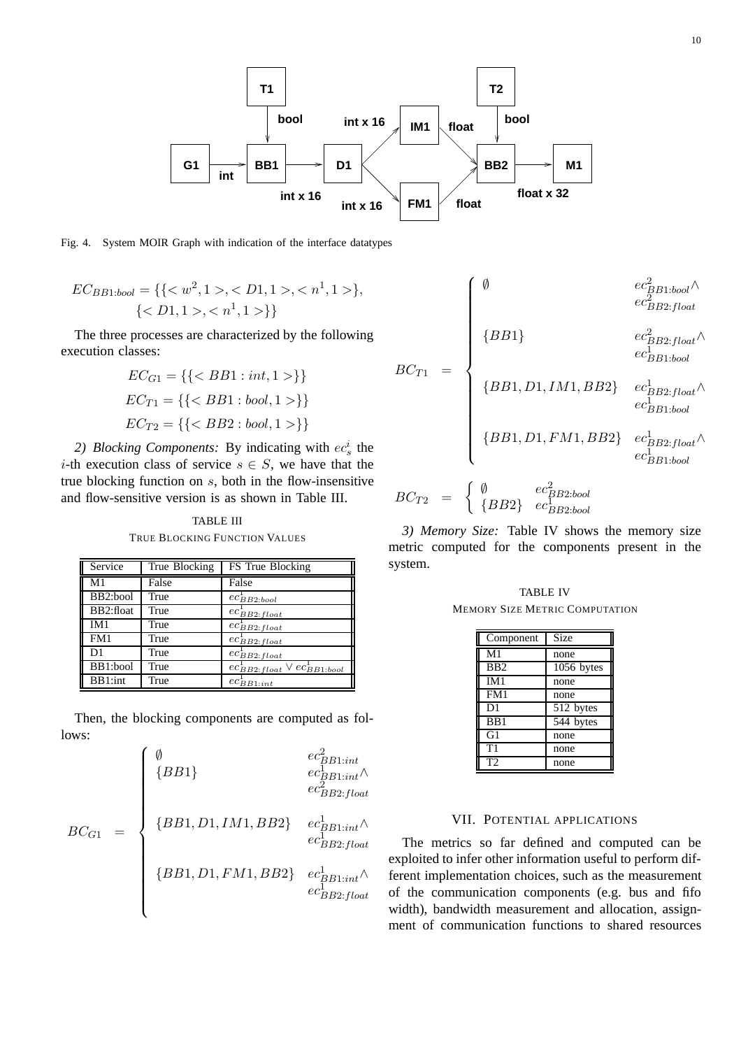Fig. 4. System MOIR Graph with indication of the interface datatypes

$$EC_{BB1:bool} = \{\{< w^2, 1 >, < D1, 1 >, < n^1, 1 >\}, \{< D1, 1 >, < n^1, 1 >\}\}$$

The three processes are characterized by the following execution classes:

$$EC_{G1} = \{\{< BB1 : int, 1 >\}\}$$
$$EC_{T1} = \{\{< BB1 : bool, 1 >\}\}$$
$$EC_{T2} = \{\{< BB2 : bool, 1 >\}\}$$

*2) Blocking Components:* By indicating with $ec_s^i$ the $i$-th execution class of service $s \in S$, we have that the true blocking function on $s$, both in the flow-insensitive and flow-sensitive version is as shown in Table III.

TABLE III
TRUE BLOCKING FUNCTION VALUES

| Service | True Blocking | FS True Blocking |
|---|---|---|
| M1 | False | False |
| BB2:bool | True | $ec^1_{BB2:bool}$ |
| BB2:float | True | $ec^1_{BB2:float}$ |
| IM1 | True | $ec^1_{BB2:float}$ |
| FM1 | True | $ec^1_{BB2:float}$ |
| D1 | True | $ec^1_{BB2:float}$ |
| BB1:bool | True | $ec^1_{BB2:float} \vee ec^1_{BB1:bool}$ |
| BB1:int | True | $ec^1_{BB1:int}$ |

Then, the blocking components are computed as follows:

$$BC_{G1} = \begin{cases} \emptyset & ec^2_{BB1:int} \\ \{BB1\} & ec^1_{BB1:int} \wedge ec^2_{BB2:float} \\ \{BB1, D1, IM1, BB2\} & ec^1_{BB1:int} \wedge ec^1_{BB2:float} \\ \{BB1, D1, FM1, BB2\} & ec^1_{BB1:int} \wedge ec^1_{BB2:float} \end{cases}$$

$$BC_{T1} = \begin{cases} \emptyset & ec^2_{BB1:bool} \wedge ec^2_{BB2:float} \\ \{BB1\} & ec^2_{BB2:float} \wedge ec^1_{BB1:bool} \\ \{BB1, D1, IM1, BB2\} & ec^1_{BB2:float} \wedge ec^1_{BB1:bool} \\ \{BB1, D1, FM1, BB2\} & ec^1_{BB2:float} \wedge ec^1_{BB1:bool} \end{cases}$$

$$BC_{T2} = \begin{cases} \emptyset & ec^2_{BB2:bool} \\ \{BB2\} & ec^1_{BB2:bool} \end{cases}$$

*3) Memory Size:* Table IV shows the memory size metric computed for the components present in the system.

TABLE IV
MEMORY SIZE METRIC COMPUTATION

| Component | Size |
|---|---|
| M1 | none |
| BB2 | 1056 bytes |
| IM1 | none |
| FM1 | none |
| D1 | 512 bytes |
| BB1 | 544 bytes |
| G1 | none |
| T1 | none |
| T2 | none |

## VII. POTENTIAL APPLICATIONS

The metrics so far defined and computed can be exploited to infer other information useful to perform different implementation choices, such as the measurement of the communication components (e.g. bus and fifo width), bandwidth measurement and allocation, assignment of communication functions to shared resources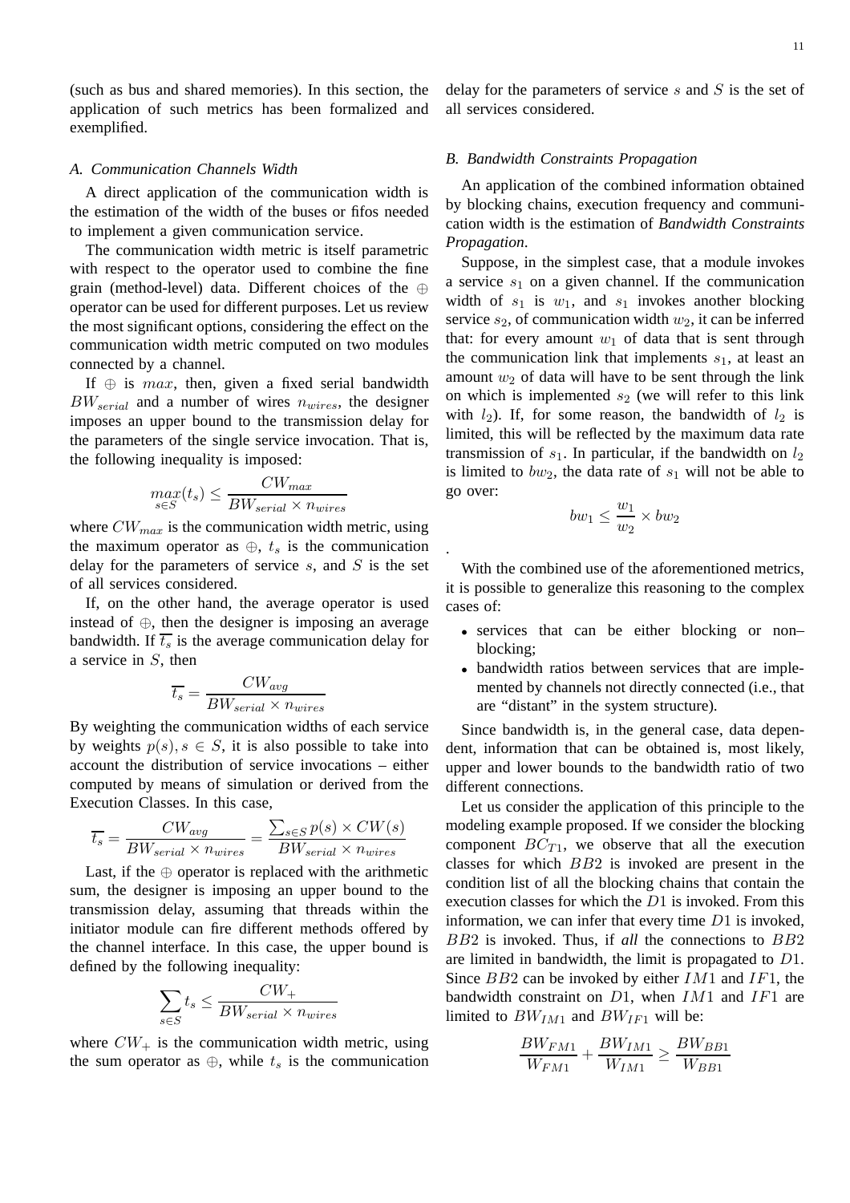(such as bus and shared memories). In this section, the application of such metrics has been formalized and exemplified.

### A. Communication Channels Width

A direct application of the communication width is the estimation of the width of the buses or fifos needed to implement a given communication service.

The communication width metric is itself parametric with respect to the operator used to combine the fine grain (method-level) data. Different choices of the $\oplus$ operator can be used for different purposes. Let us review the most significant options, considering the effect on the communication width metric computed on two modules connected by a channel.

If $\oplus$ is $max$, then, given a fixed serial bandwidth $BW_{serial}$ and a number of wires $n_{wires}$, the designer imposes an upper bound to the transmission delay for the parameters of the single service invocation. That is, the following inequality is imposed:

$$\max_{s \in S}(t_s) \leq \frac{CW_{max}}{BW_{serial} \times n_{wires}}$$

where $CW_{max}$ is the communication width metric, using the maximum operator as $\oplus$, $t_s$ is the communication delay for the parameters of service $s$, and $S$ is the set of all services considered.

If, on the other hand, the average operator is used instead of $\oplus$, then the designer is imposing an average bandwidth. If $\overline{t_s}$ is the average communication delay for a service in $S$, then

$$\overline{t_s} = \frac{CW_{avg}}{BW_{serial} \times n_{wires}}$$

By weighting the communication widths of each service by weights $p(s), s \in S$, it is also possible to take into account the distribution of service invocations – either computed by means of simulation or derived from the Execution Classes. In this case,

$$\overline{t_s} = \frac{CW_{avg}}{BW_{serial} \times n_{wires}} = \frac{\sum_{s \in S} p(s) \times CW(s)}{BW_{serial} \times n_{wires}}$$

Last, if the $\oplus$ operator is replaced with the arithmetic sum, the designer is imposing an upper bound to the transmission delay, assuming that threads within the initiator module can fire different methods offered by the channel interface. In this case, the upper bound is defined by the following inequality:

$$\sum_{s \in S} t_s \leq \frac{CW_{+}}{BW_{serial} \times n_{wires}}$$

where $CW_{+}$ is the communication width metric, using the sum operator as $\oplus$, while $t_s$ is the communication delay for the parameters of service $s$ and $S$ is the set of all services considered.

### B. Bandwidth Constraints Propagation

An application of the combined information obtained by blocking chains, execution frequency and communication width is the estimation of *Bandwidth Constraints Propagation*.

Suppose, in the simplest case, that a module invokes a service $s_1$ on a given channel. If the communication width of $s_1$ is $w_1$, and $s_1$ invokes another blocking service $s_2$, of communication width $w_2$, it can be inferred that: for every amount $w_1$ of data that is sent through the communication link that implements $s_1$, at least an amount $w_2$ of data will have to be sent through the link on which is implemented $s_2$ (we will refer to this link with $l_2$). If, for some reason, the bandwidth of $l_2$ is limited, this will be reflected by the maximum data rate transmission of $s_1$. In particular, if the bandwidth on $l_2$ is limited to $bw_2$, the data rate of $s_1$ will not be able to go over:

$$bw_1 \leq \frac{w_1}{w_2} \times bw_2$$

.

With the combined use of the aforementioned metrics, it is possible to generalize this reasoning to the complex cases of:

- services that can be either blocking or non–blocking;
- bandwidth ratios between services that are implemented by channels not directly connected (i.e., that are "distant" in the system structure).

Since bandwidth is, in the general case, data dependent, information that can be obtained is, most likely, upper and lower bounds to the bandwidth ratio of two different connections.

Let us consider the application of this principle to the modeling example proposed. If we consider the blocking component $BC_{T1}$, we observe that all the execution classes for which $BB2$ is invoked are present in the condition list of all the blocking chains that contain the execution classes for which the $D1$ is invoked. From this information, we can infer that every time $D1$ is invoked, $BB2$ is invoked. Thus, if *all* the connections to $BB2$ are limited in bandwidth, the limit is propagated to $D1$. Since $BB2$ can be invoked by either $IM1$ and $IF1$, the bandwidth constraint on $D1$, when $IM1$ and $IF1$ are limited to $BW_{IM1}$ and $BW_{IF1}$ will be:

$$\frac{BW_{FM1}}{W_{FM1}} + \frac{BW_{IM1}}{W_{IM1}} \geq \frac{BW_{BB1}}{W_{BB1}}$$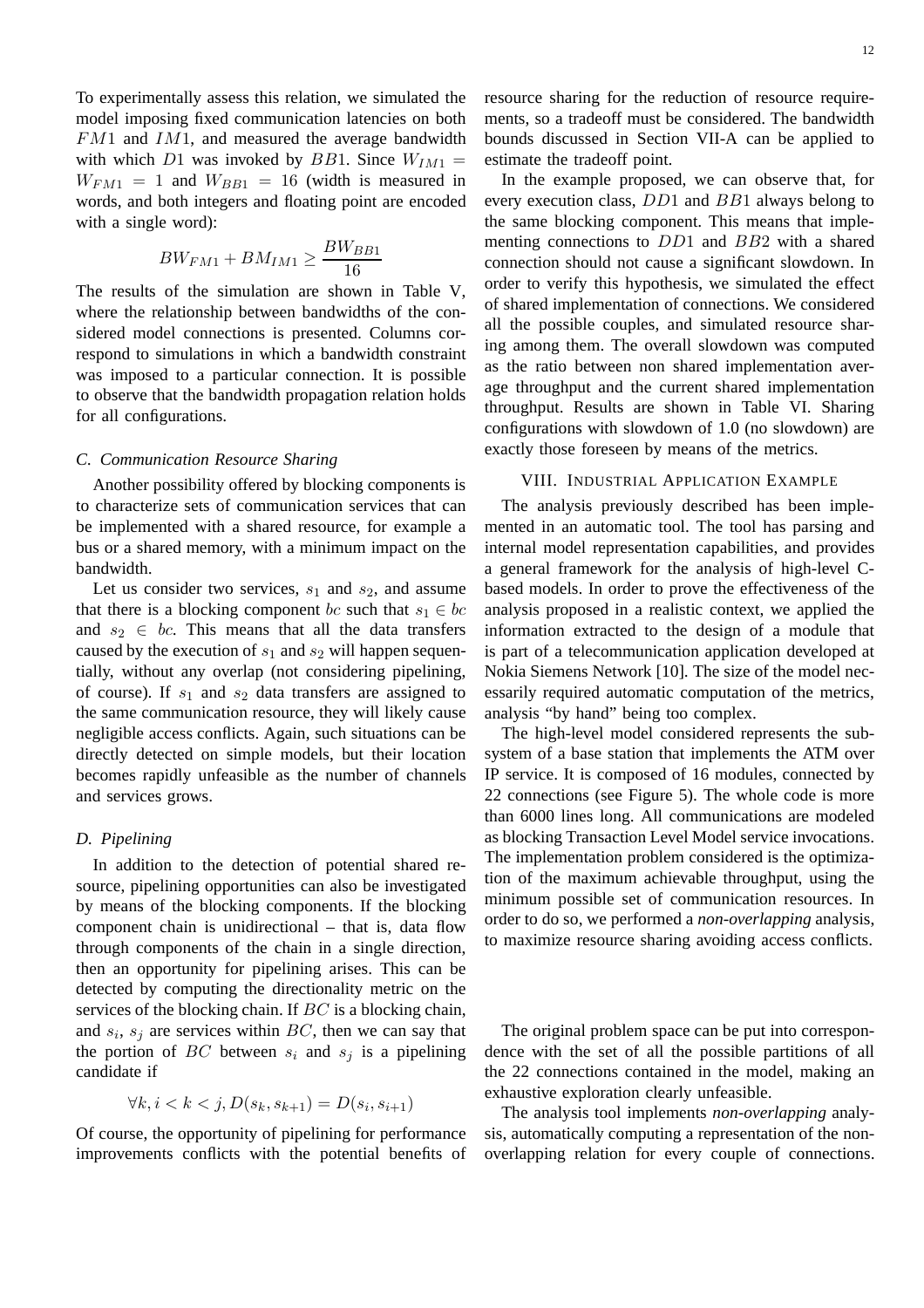To experimentally assess this relation, we simulated the model imposing fixed communication latencies on both $FM1$ and $IM1$, and measured the average bandwidth with which $D1$ was invoked by $BB1$. Since $W_{IM1} = W_{FM1} = 1$ and $W_{BB1} = 16$ (width is measured in words, and both integers and floating point are encoded with a single word):

$$BW_{FM1} + BM_{IM1} \geq \frac{BW_{BB1}}{16}$$

The results of the simulation are shown in Table V, where the relationship between bandwidths of the considered model connections is presented. Columns correspond to simulations in which a bandwidth constraint was imposed to a particular connection. It is possible to observe that the bandwidth propagation relation holds for all configurations.

### C. Communication Resource Sharing

Another possibility offered by blocking components is to characterize sets of communication services that can be implemented with a shared resource, for example a bus or a shared memory, with a minimum impact on the bandwidth.

Let us consider two services, $s_1$ and $s_2$, and assume that there is a blocking component $bc$ such that $s_1 \in bc$ and $s_2 \in bc$. This means that all the data transfers caused by the execution of $s_1$ and $s_2$ will happen sequentially, without any overlap (not considering pipelining, of course). If $s_1$ and $s_2$ data transfers are assigned to the same communication resource, they will likely cause negligible access conflicts. Again, such situations can be directly detected on simple models, but their location becomes rapidly unfeasible as the number of channels and services grows.

### D. Pipelining

In addition to the detection of potential shared resource, pipelining opportunities can also be investigated by means of the blocking components. If the blocking component chain is unidirectional – that is, data flow through components of the chain in a single direction, then an opportunity for pipelining arises. This can be detected by computing the directionality metric on the services of the blocking chain. If $BC$ is a blocking chain, and $s_i$, $s_j$ are services within $BC$, then we can say that the portion of $BC$ between $s_i$ and $s_j$ is a pipelining candidate if

$$\forall k, i < k < j, D(s_k, s_{k+1}) = D(s_i, s_{i+1})$$

Of course, the opportunity of pipelining for performance improvements conflicts with the potential benefits of resource sharing for the reduction of resource requirements, so a tradeoff must be considered. The bandwidth bounds discussed in Section VII-A can be applied to estimate the tradeoff point.

In the example proposed, we can observe that, for every execution class, $DD1$ and $BB1$ always belong to the same blocking component. This means that implementing connections to $DD1$ and $BB2$ with a shared connection should not cause a significant slowdown. In order to verify this hypothesis, we simulated the effect of shared implementation of connections. We considered all the possible couples, and simulated resource sharing among them. The overall slowdown was computed as the ratio between non shared implementation average throughput and the current shared implementation throughput. Results are shown in Table VI. Sharing configurations with slowdown of 1.0 (no slowdown) are exactly those foreseen by means of the metrics.

## VIII. Industrial Application Example

The analysis previously described has been implemented in an automatic tool. The tool has parsing and internal model representation capabilities, and provides a general framework for the analysis of high-level C-based models. In order to prove the effectiveness of the analysis proposed in a realistic context, we applied the information extracted to the design of a module that is part of a telecommunication application developed at Nokia Siemens Network [10]. The size of the model necessarily required automatic computation of the metrics, analysis "by hand" being too complex.

The high-level model considered represents the subsystem of a base station that implements the ATM over IP service. It is composed of 16 modules, connected by 22 connections (see Figure 5). The whole code is more than 6000 lines long. All communications are modeled as blocking Transaction Level Model service invocations. The implementation problem considered is the optimization of the maximum achievable throughput, using the minimum possible set of communication resources. In order to do so, we performed a *non-overlapping* analysis, to maximize resource sharing avoiding access conflicts.

The original problem space can be put into correspondence with the set of all the possible partitions of all the 22 connections contained in the model, making an exhaustive exploration clearly unfeasible.

The analysis tool implements *non-overlapping* analysis, automatically computing a representation of the non-overlapping relation for every couple of connections.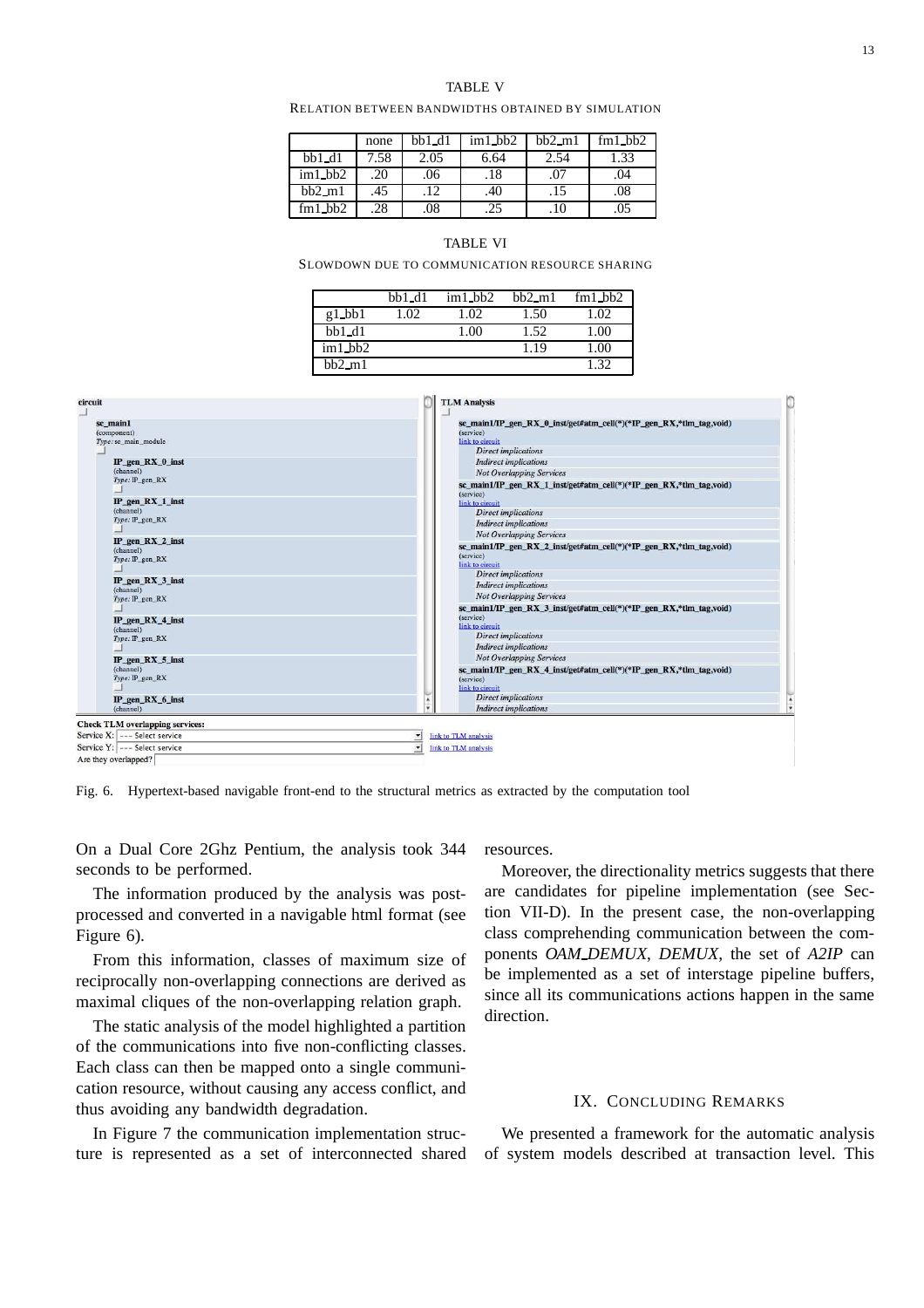TABLE V

RELATION BETWEEN BANDWIDTHS OBTAINED BY SIMULATION

| | none | bb1_d1 | im1_bb2 | bb2_m1 | fm1_bb2 |
|---|---|---|---|---|---|
| bb1_d1 | 7.58 | 2.05 | 6.64 | 2.54 | 1.33 |
| im1_bb2 | .20 | .06 | .18 | .07 | .04 |
| bb2_m1 | .45 | .12 | .40 | .15 | .08 |
| fm1_bb2 | .28 | .08 | .25 | .10 | .05 |

TABLE VI

SLOWDOWN DUE TO COMMUNICATION RESOURCE SHARING

| | bb1_d1 | im1_bb2 | bb2_m1 | fm1_bb2 |
|---|---|---|---|---|
| g1_bb1 | 1.02 | 1.02 | 1.50 | 1.02 |
| bb1_d1 | | 1.00 | 1.52 | 1.00 |
| im1_bb2 | | | 1.19 | 1.00 |
| bb2_m1 | | | | 1.32 |

Fig. 6. Hypertext-based navigable front-end to the structural metrics as extracted by the computation tool

On a Dual Core 2Ghz Pentium, the analysis took 344 seconds to be performed.

The information produced by the analysis was post-processed and converted in a navigable html format (see Figure 6).

From this information, classes of maximum size of reciprocally non-overlapping connections are derived as maximal cliques of the non-overlapping relation graph.

The static analysis of the model highlighted a partition of the communications into five non-conflicting classes. Each class can then be mapped onto a single communication resource, without causing any access conflict, and thus avoiding any bandwidth degradation.

In Figure 7 the communication implementation structure is represented as a set of interconnected shared resources.

Moreover, the directionality metrics suggests that there are candidates for pipeline implementation (see Section VII-D). In the present case, the non-overlapping class comprehending communication between the components *OAM_DEMUX*, *DEMUX*, the set of *A2IP* can be implemented as a set of interstage pipeline buffers, since all its communications actions happen in the same direction.

## IX. CONCLUDING REMARKS

We presented a framework for the automatic analysis of system models described at transaction level. This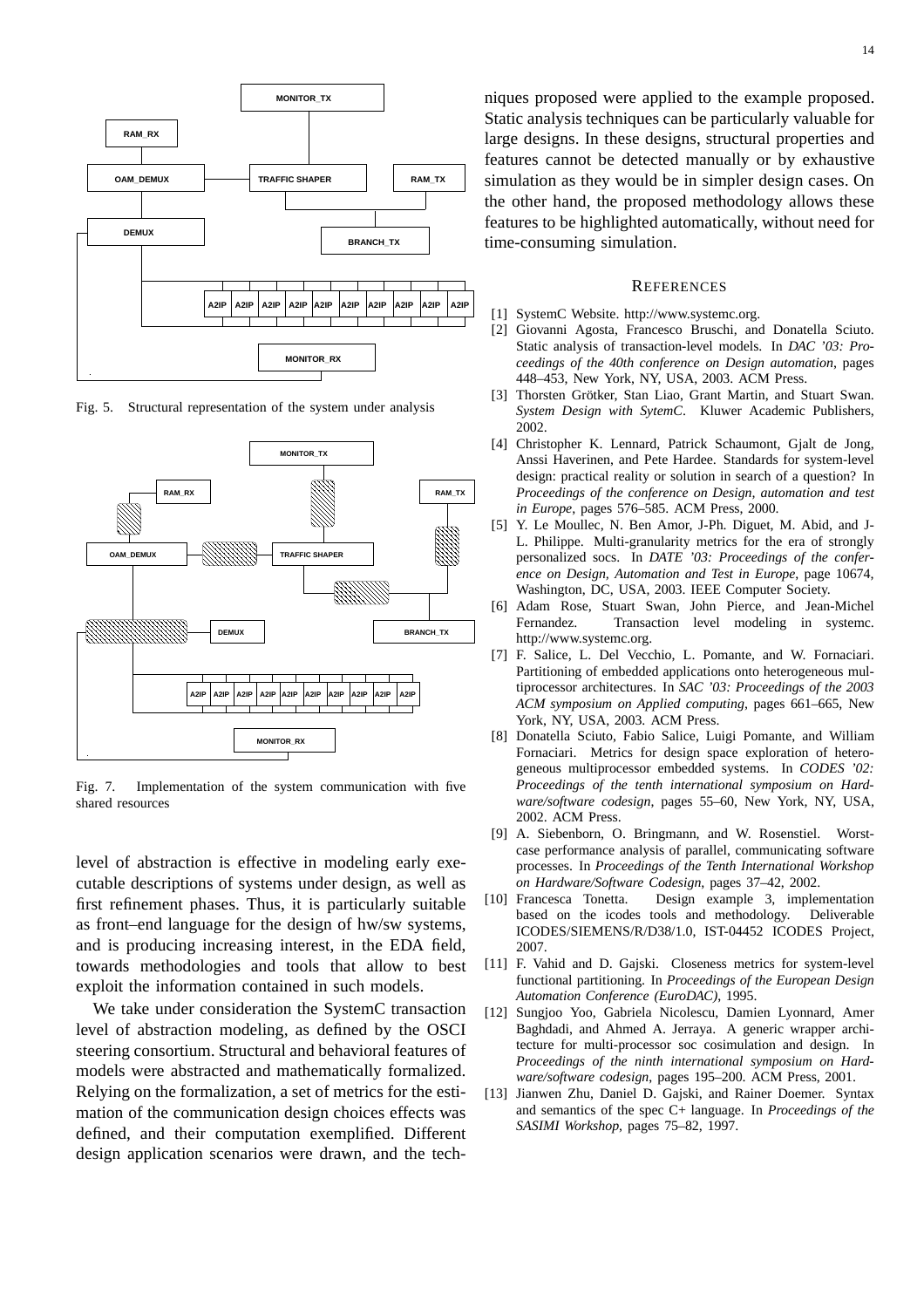MONITOR_TX

RAM_RX

OAM_DEMUX

TRAFFIC SHAPER

RAM_TX

DEMUX

BRANCH_TX

A2IP A2IP A2IP A2IP A2IP A2IP A2IP A2IP A2IP A2IP

MONITOR_RX

Fig. 5. Structural representation of the system under analysis

MONITOR_TX

RAM_RX

RAM_TX

OAM_DEMUX

TRAFFIC SHAPER

DEMUX

BRANCH_TX

A2IP A2IP A2IP A2IP A2IP A2IP A2IP A2IP A2IP A2IP

MONITOR_RX

Fig. 7. Implementation of the system communication with five shared resources

level of abstraction is effective in modeling early executable descriptions of systems under design, as well as first refinement phases. Thus, it is particularly suitable as front–end language for the design of hw/sw systems, and is producing increasing interest, in the EDA field, towards methodologies and tools that allow to best exploit the information contained in such models.

We take under consideration the SystemC transaction level of abstraction modeling, as defined by the OSCI steering consortium. Structural and behavioral features of models were abstracted and mathematically formalized. Relying on the formalization, a set of metrics for the estimation of the communication design choices effects was defined, and their computation exemplified. Different design application scenarios were drawn, and the techniques proposed were applied to the example proposed. Static analysis techniques can be particularly valuable for large designs. In these designs, structural properties and features cannot be detected manually or by exhaustive simulation as they would be in simpler design cases. On the other hand, the proposed methodology allows these features to be highlighted automatically, without need for time-consuming simulation.

## References

[1] SystemC Website. http://www.systemc.org.

[2] Giovanni Agosta, Francesco Bruschi, and Donatella Sciuto. Static analysis of transaction-level models. In *DAC '03: Proceedings of the 40th conference on Design automation*, pages 448–453, New York, NY, USA, 2003. ACM Press.

[3] Thorsten Grötker, Stan Liao, Grant Martin, and Stuart Swan. *System Design with SytemC*. Kluwer Academic Publishers, 2002.

[4] Christopher K. Lennard, Patrick Schaumont, Gjalt de Jong, Anssi Haverinen, and Pete Hardee. Standards for system-level design: practical reality or solution in search of a question? In *Proceedings of the conference on Design, automation and test in Europe*, pages 576–585. ACM Press, 2000.

[5] Y. Le Moullec, N. Ben Amor, J-Ph. Diguet, M. Abid, and J-L. Philippe. Multi-granularity metrics for the era of strongly personalized socs. In *DATE '03: Proceedings of the conference on Design, Automation and Test in Europe*, page 10674, Washington, DC, USA, 2003. IEEE Computer Society.

[6] Adam Rose, Stuart Swan, John Pierce, and Jean-Michel Fernandez. Transaction level modeling in systemc. http://www.systemc.org.

[7] F. Salice, L. Del Vecchio, L. Pomante, and W. Fornaciari. Partitioning of embedded applications onto heterogeneous multiprocessor architectures. In *SAC '03: Proceedings of the 2003 ACM symposium on Applied computing*, pages 661–665, New York, NY, USA, 2003. ACM Press.

[8] Donatella Sciuto, Fabio Salice, Luigi Pomante, and William Fornaciari. Metrics for design space exploration of heterogeneous multiprocessor embedded systems. In *CODES '02: Proceedings of the tenth international symposium on Hardware/software codesign*, pages 55–60, New York, NY, USA, 2002. ACM Press.

[9] A. Siebenborn, O. Bringmann, and W. Rosenstiel. Worst-case performance analysis of parallel, communicating software processes. In *Proceedings of the Tenth International Workshop on Hardware/Software Codesign*, pages 37–42, 2002.

[10] Francesca Tonetta. Design example 3, implementation based on the icodes tools and methodology. Deliverable ICODES/SIEMENS/R/D38/1.0, IST-04452 ICODES Project, 2007.

[11] F. Vahid and D. Gajski. Closeness metrics for system-level functional partitioning. In *Proceedings of the European Design Automation Conference (EuroDAC)*, 1995.

[12] Sungjoo Yoo, Gabriela Nicolescu, Damien Lyonnard, Amer Baghdadi, and Ahmed A. Jerraya. A generic wrapper architecture for multi-processor soc cosimulation and design. In *Proceedings of the ninth international symposium on Hardware/software codesign*, pages 195–200. ACM Press, 2001.

[13] Jianwen Zhu, Daniel D. Gajski, and Rainer Doemer. Syntax and semantics of the spec C+ language. In *Proceedings of the SASIMI Workshop*, pages 75–82, 1997.